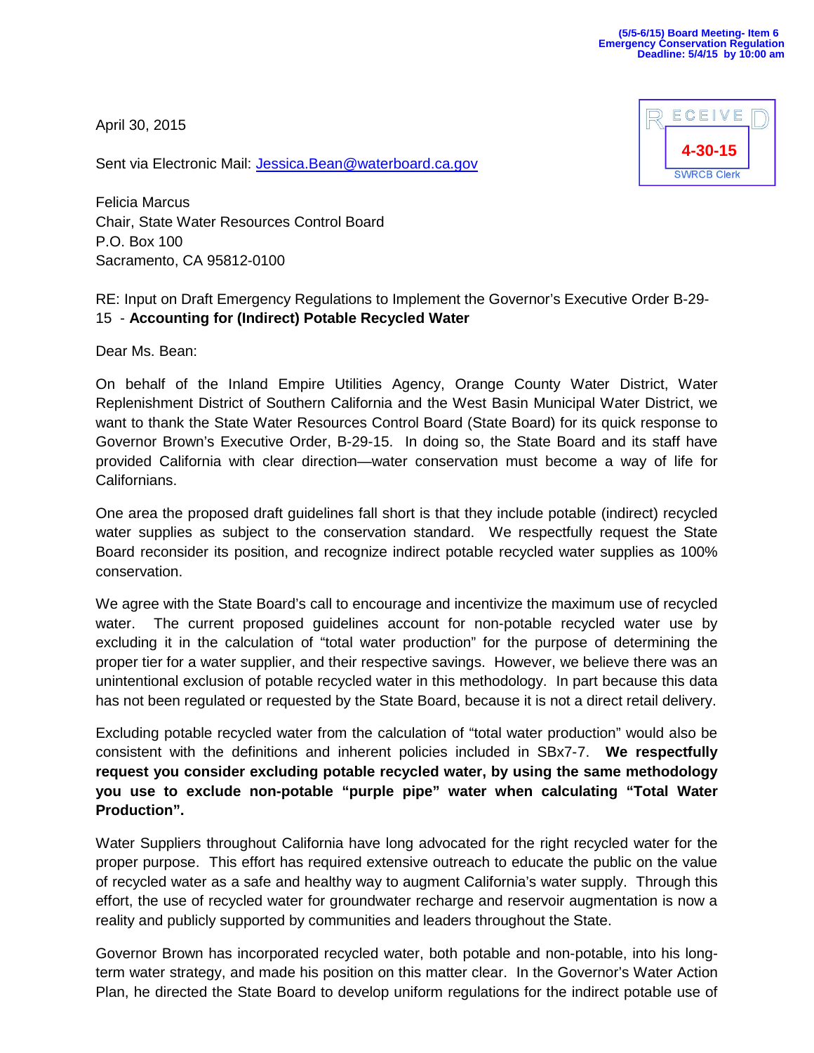(5/5-6/15) Board Meeting- Item 6
Emergency Conservation Regulation
Deadline: 5/4/15 by 10:00 am

RECEIVED
4-30-15
SWRCB Clerk

April 30, 2015

Sent via Electronic Mail: Jessica.Bean@waterboard.ca.gov

Felicia Marcus
Chair, State Water Resources Control Board
P.O. Box 100
Sacramento, CA 95812-0100

RE: Input on Draft Emergency Regulations to Implement the Governor's Executive Order B-29-15 - **Accounting for (Indirect) Potable Recycled Water**

Dear Ms. Bean:

On behalf of the Inland Empire Utilities Agency, Orange County Water District, Water Replenishment District of Southern California and the West Basin Municipal Water District, we want to thank the State Water Resources Control Board (State Board) for its quick response to Governor Brown's Executive Order, B-29-15. In doing so, the State Board and its staff have provided California with clear direction—water conservation must become a way of life for Californians.

One area the proposed draft guidelines fall short is that they include potable (indirect) recycled water supplies as subject to the conservation standard. We respectfully request the State Board reconsider its position, and recognize indirect potable recycled water supplies as 100% conservation.

We agree with the State Board's call to encourage and incentivize the maximum use of recycled water. The current proposed guidelines account for non-potable recycled water use by excluding it in the calculation of "total water production" for the purpose of determining the proper tier for a water supplier, and their respective savings. However, we believe there was an unintentional exclusion of potable recycled water in this methodology. In part because this data has not been regulated or requested by the State Board, because it is not a direct retail delivery.

Excluding potable recycled water from the calculation of "total water production" would also be consistent with the definitions and inherent policies included in SBx7-7. **We respectfully request you consider excluding potable recycled water, by using the same methodology you use to exclude non-potable "purple pipe" water when calculating "Total Water Production".**

Water Suppliers throughout California have long advocated for the right recycled water for the proper purpose. This effort has required extensive outreach to educate the public on the value of recycled water as a safe and healthy way to augment California's water supply. Through this effort, the use of recycled water for groundwater recharge and reservoir augmentation is now a reality and publicly supported by communities and leaders throughout the State.

Governor Brown has incorporated recycled water, both potable and non-potable, into his long-term water strategy, and made his position on this matter clear. In the Governor's Water Action Plan, he directed the State Board to develop uniform regulations for the indirect potable use of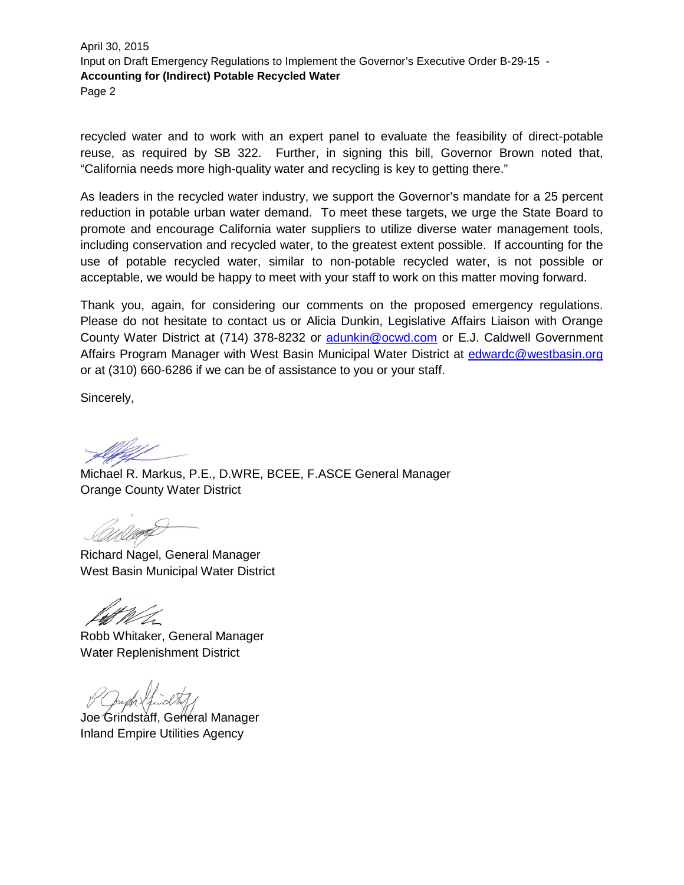recycled water and to work with an expert panel to evaluate the feasibility of direct-potable reuse, as required by SB 322. Further, in signing this bill, Governor Brown noted that, "California needs more high-quality water and recycling is key to getting there."

As leaders in the recycled water industry, we support the Governor's mandate for a 25 percent reduction in potable urban water demand. To meet these targets, we urge the State Board to promote and encourage California water suppliers to utilize diverse water management tools, including conservation and recycled water, to the greatest extent possible. If accounting for the use of potable recycled water, similar to non-potable recycled water, is not possible or acceptable, we would be happy to meet with your staff to work on this matter moving forward.

Thank you, again, for considering our comments on the proposed emergency regulations. Please do not hesitate to contact us or Alicia Dunkin, Legislative Affairs Liaison with Orange County Water District at (714) 378-8232 or adunkin@ocwd.com or E.J. Caldwell Government Affairs Program Manager with West Basin Municipal Water District at edwardc@westbasin.org or at (310) 660-6286 if we can be of assistance to you or your staff.

Sincerely,

Michael R. Markus, P.E., D.WRE, BCEE, F.ASCE General Manager
Orange County Water District

Richard Nagel, General Manager
West Basin Municipal Water District

Robb Whitaker, General Manager
Water Replenishment District

Joe Grindstaff, General Manager
Inland Empire Utilities Agency